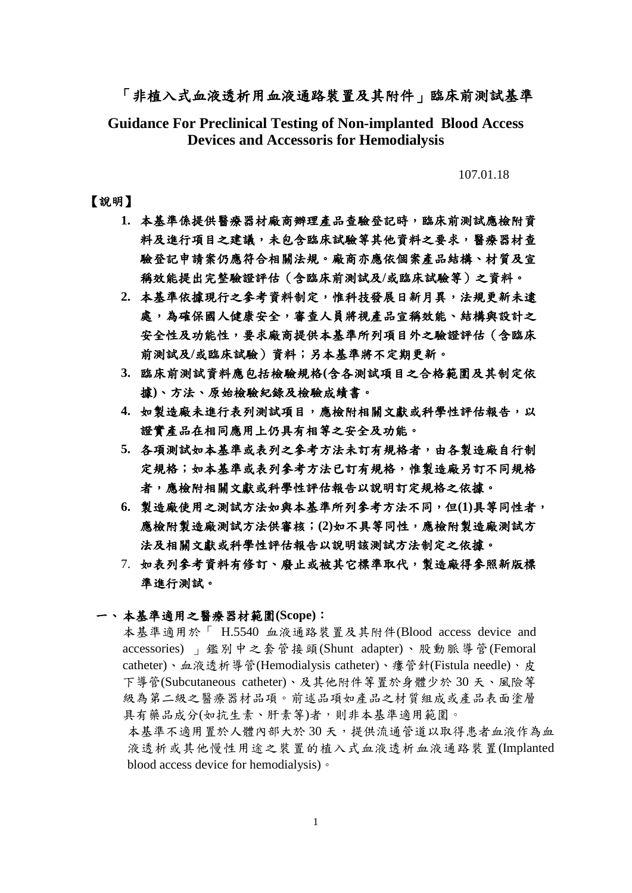# 「非植入式血液透析用血液通路裝置及其附件」臨床前測試基準

## Guidance For Preclinical Testing of Non-implanted Blood Access Devices and Accessoris for Hemodialysis

107.01.18

【說明】

1. **本基準係提供醫療器材廠商辦理產品查驗登記時，臨床前測試應檢附資料及進行項目之建議，未包含臨床試驗等其他資料之要求，醫療器材查驗登記申請案仍應符合相關法規。廠商亦應依個案產品結構、材質及宣稱效能提出完整驗證評估（含臨床前測試及/或臨床試驗等）之資料。**
2. **本基準依據現行之參考資料制定，惟科技發展日新月異，法規更新未逮處，為確保國人健康安全，審查人員將視產品宣稱效能、結構與設計之安全性及功能性，要求廠商提供本基準所列項目外之驗證評估（含臨床前測試及/或臨床試驗）資料；另本基準將不定期更新。**
3. **臨床前測試資料應包括檢驗規格(含各測試項目之合格範圍及其制定依據)、方法、原始檢驗紀錄及檢驗成績書。**
4. **如製造廠未進行表列測試項目，應檢附相關文獻或科學性評估報告，以證實產品在相同應用上仍具有相等之安全及功能。**
5. **各項測試如本基準或表列之參考方法未訂有規格者，由各製造廠自行制定規格；如本基準或表列參考方法已訂有規格，惟製造廠另訂不同規格者，應檢附相關文獻或科學性評估報告以說明訂定規格之依據。**
6. **製造廠使用之測試方法如與本基準所列參考方法不同，但(1)具等同性者，應檢附製造廠測試方法供審核；(2)如不具等同性，應檢附製造廠測試方法及相關文獻或科學性評估報告以說明該測試方法制定之依據。**
7. **如表列參考資料有修訂、廢止或被其它標準取代，製造廠得參照新版標準進行測試。**

## 一、本基準適用之醫療器材範圍(Scope)：

本基準適用於「 H.5540 血液通路裝置及其附件(Blood access device and accessories) 」鑑別中之套管接頭(Shunt adapter)、股動脈導管(Femoral catheter)、血液透析導管(Hemodialysis catheter)、瘻管針(Fistula needle)、皮下導管(Subcutaneous catheter)、及其他附件等置於身體少於 30 天、風險等級為第二級之醫療器材品項。前述品項如產品之材質組成或產品表面塗層具有藥品成分(如抗生素、肝素等)者，則非本基準適用範圍。

本基準不適用置於人體內部大於 30 天，提供流通管道以取得患者血液作為血液透析或其他慢性用途之裝置的植入式血液透析血液通路裝置(Implanted blood access device for hemodialysis)。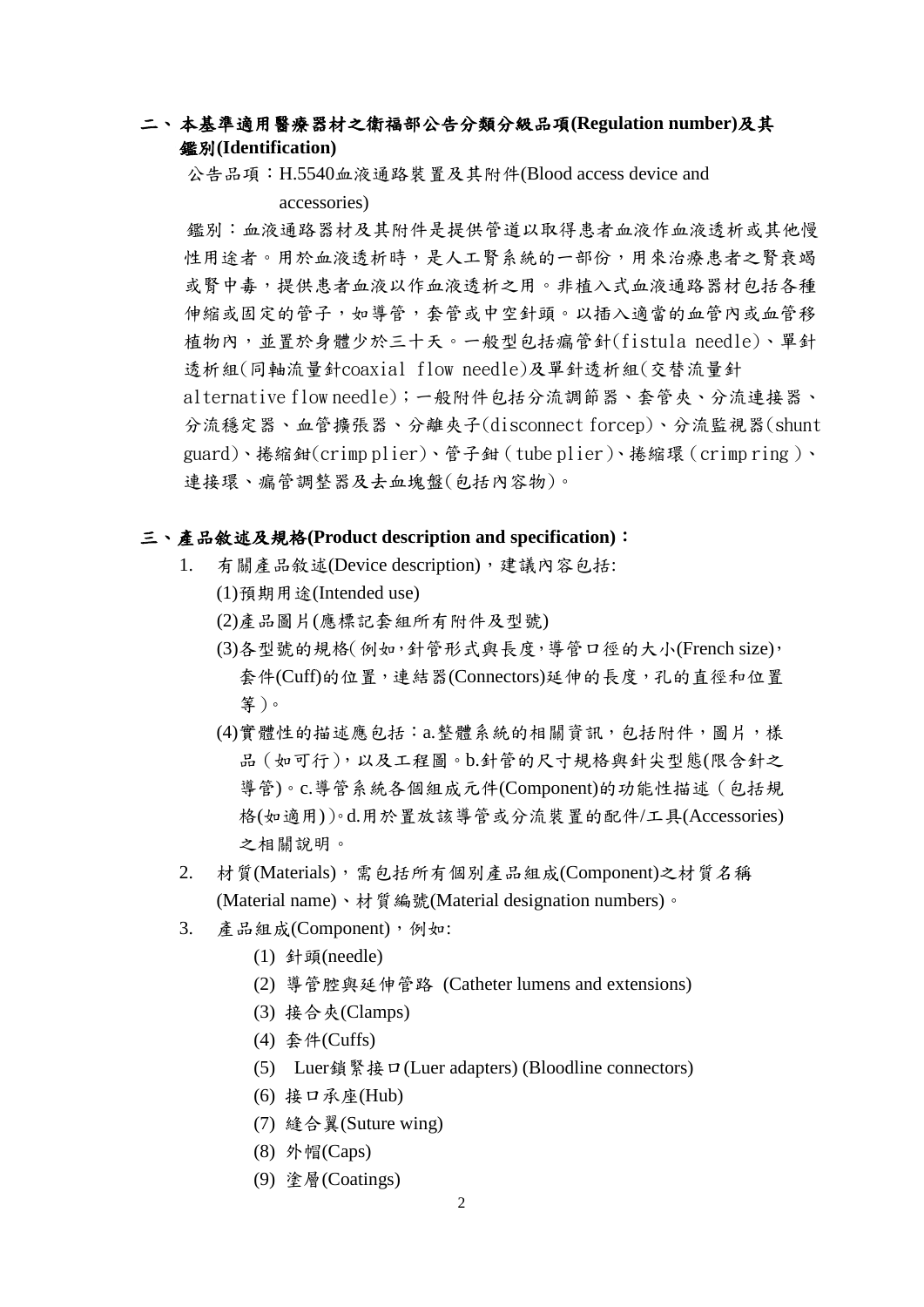## 二、本基準適用醫療器材之衛福部公告分類分級品項(Regulation number)及其鑑別(Identification)

公告品項：H.5540血液通路裝置及其附件(Blood access device and accessories)

鑑別：血液通路器材及其附件是提供管道以取得患者血液作血液透析或其他慢性用途者。用於血液透析時，是人工腎系統的一部份，用來治療患者之腎衰竭或腎中毒，提供患者血液以作血液透析之用。非植入式血液通路器材包括各種伸縮或固定的管子，如導管，套管或中空針頭。以插入適當的血管內或血管移植物內，並置於身體少於三十天。一般型包括瘻管針(fistula needle)、單針透析組(同軸流量針coaxial flow needle)及單針透析組(交替流量針alternative flow needle)；一般附件包括分流調節器、套管夾、分流連接器、分流穩定器、血管擴張器、分離夾子(disconnect forcep)、分流監視器(shunt guard)、捲縮鉗(crimp plier)、管子鉗(tube plier)、捲縮環(crimp ring)、連接環、瘻管調整器及去血塊盤(包括內容物)。

## 三、產品敘述及規格(Product description and specification)：

1. 有關產品敘述(Device description)，建議內容包括:
   (1)預期用途(Intended use)
   (2)產品圖片(應標記套組所有附件及型號)
   (3)各型號的規格(例如，針管形式與長度，導管口徑的大小(French size)，套件(Cuff)的位置，連結器(Connectors)延伸的長度，孔的直徑和位置等)。
   (4)實體性的描述應包括：a.整體系統的相關資訊，包括附件，圖片，樣品(如可行)，以及工程圖。b.針管的尺寸規格與針尖型態(限含針之導管)。c.導管系統各個組成元件(Component)的功能性描述(包括規格(如適用))。d.用於置放該導管或分流裝置的配件/工具(Accessories)之相關說明。
2. 材質(Materials)，需包括所有個別產品組成(Component)之材質名稱(Material name)、材質編號(Material designation numbers)。
3. 產品組成(Component)，例如:
   (1) 針頭(needle)
   (2) 導管腔與延伸管路 (Catheter lumens and extensions)
   (3) 接合夾(Clamps)
   (4) 套件(Cuffs)
   (5) Luer鎖緊接口(Luer adapters) (Bloodline connectors)
   (6) 接口承座(Hub)
   (7) 縫合翼(Suture wing)
   (8) 外帽(Caps)
   (9) 塗層(Coatings)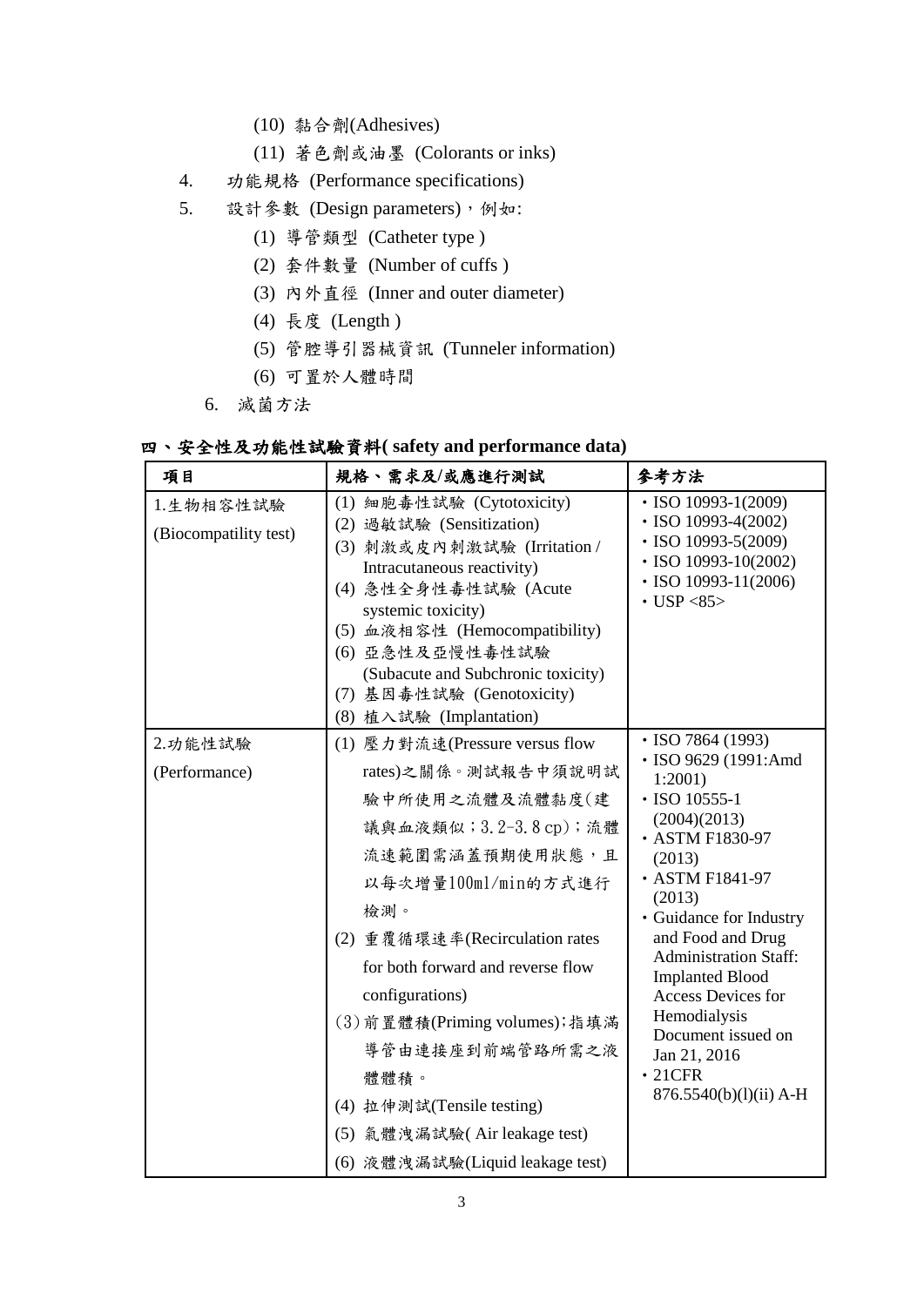(10) 黏合劑(Adhesives)

(11) 著色劑或油墨 (Colorants or inks)

4. 功能規格 (Performance specifications)

5. 設計參數 (Design parameters)，例如:

(1) 導管類型 (Catheter type )

(2) 套件數量 (Number of cuffs )

(3) 內外直徑 (Inner and outer diameter)

(4) 長度 (Length )

(5) 管腔導引器械資訊 (Tunneler information)

(6) 可置於人體時間

6. 滅菌方法

## 四、安全性及功能性試驗資料( safety and performance data)

| 項目 | 規格、需求及/或應進行測試 | 參考方法 |
| --- | --- | --- |
| 1.生物相容性試驗 (Biocompatility test) | (1) 細胞毒性試驗 (Cytotoxicity)<br>(2) 過敏試驗 (Sensitization)<br>(3) 刺激或皮內刺激試驗 (Irritation / Intracutaneous reactivity)<br>(4) 急性全身性毒性試驗 (Acute systemic toxicity)<br>(5) 血液相容性 (Hemocompatibility)<br>(6) 亞急性及亞慢性毒性試驗 (Subacute and Subchronic toxicity)<br>(7) 基因毒性試驗 (Genotoxicity)<br>(8) 植入試驗 (Implantation) | • ISO 10993-1(2009)<br>• ISO 10993-4(2002)<br>• ISO 10993-5(2009)<br>• ISO 10993-10(2002)<br>• ISO 10993-11(2006)<br>• USP <85> |
| 2.功能性試驗 (Performance) | (1) 壓力對流速(Pressure versus flow rates)之關係。測試報告中須說明試驗中所使用之流體及流體黏度(建議與血液類似；3.2-3.8 cp)；流體流速範圍需涵蓋預期使用狀態，且以每次增量100ml/min的方式進行檢測。<br>(2) 重覆循環速率(Recirculation rates for both forward and reverse flow configurations)<br>(3) 前置體積(Priming volumes)；指填滿導管由連接座到前端管路所需之液體體積。<br>(4) 拉伸測試(Tensile testing)<br>(5) 氣體洩漏試驗( Air leakage test)<br>(6) 液體洩漏試驗(Liquid leakage test) | • ISO 7864 (1993)<br>• ISO 9629 (1991:Amd 1:2001)<br>• ISO 10555-1 (2004)(2013)<br>• ASTM F1830-97 (2013)<br>• ASTM F1841-97 (2013)<br>• Guidance for Industry and Food and Drug Administration Staff: Implanted Blood Access Devices for Hemodialysis Document issued on Jan 21, 2016<br>• 21CFR 876.5540(b)(l)(ii) A-H |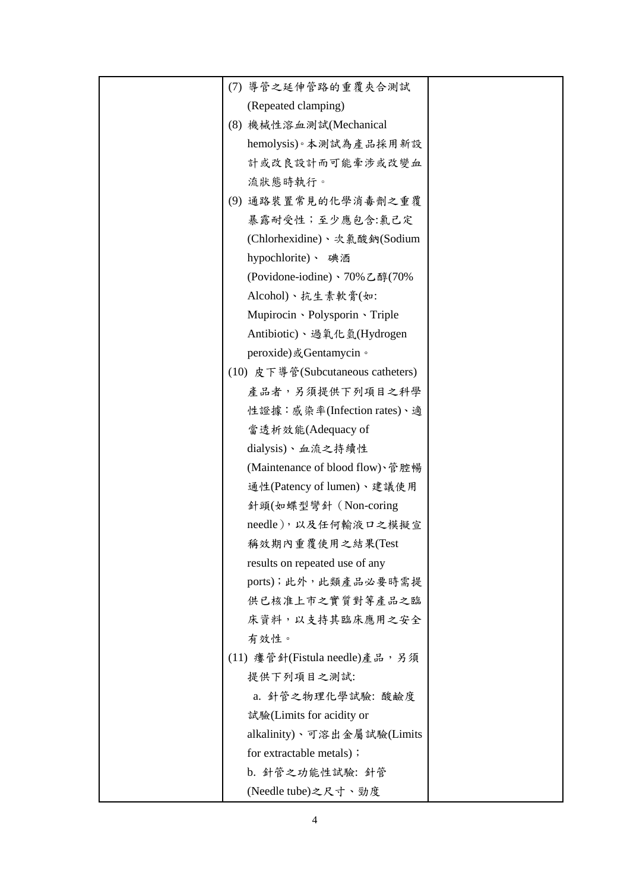|  | (7) 導管之延伸管路的重覆夾合測試 (Repeated clamping)<br>(8) 機械性溶血測試(Mechanical hemolysis)。本測試為產品採用新設計或改良設計而可能牽涉或改變血流狀態時執行。<br>(9) 通路裝置常見的化學消毒劑之重覆暴露耐受性；至少應包含:氯己定(Chlorhexidine)、次氯酸鈉(Sodium hypochlorite)、 碘酒(Povidone-iodine)、70%乙醇(70% Alcohol)、抗生素軟膏(如: Mupirocin、Polysporin、Triple Antibiotic)、過氧化氫(Hydrogen peroxide)或Gentamycin。<br>(10) 皮下導管(Subcutaneous catheters)產品者，另須提供下列項目之科學性證據：感染率(Infection rates)、適當透析效能(Adequacy of dialysis)、血流之持續性(Maintenance of blood flow)、管腔暢通性(Patency of lumen)、建議使用針頭(如蝶型彎針（Non-coring needle)，以及任何輸液口之模擬宣稱效期內重覆使用之結果(Test results on repeated use of any ports)；此外，此類產品必要時需提供已核准上市之實質對等產品之臨床資料，以支持其臨床應用之安全有效性。<br>(11) 瘻管針(Fistula needle)產品，另須提供下列項目之測試:<br>a. 針管之物理化學試驗: 酸鹼度試驗(Limits for acidity or alkalinity)、可溶出金屬試驗(Limits for extractable metals)；<br>b. 針管之功能性試驗: 針管(Needle tube)之尺寸、勁度 |  |
|---|---|---|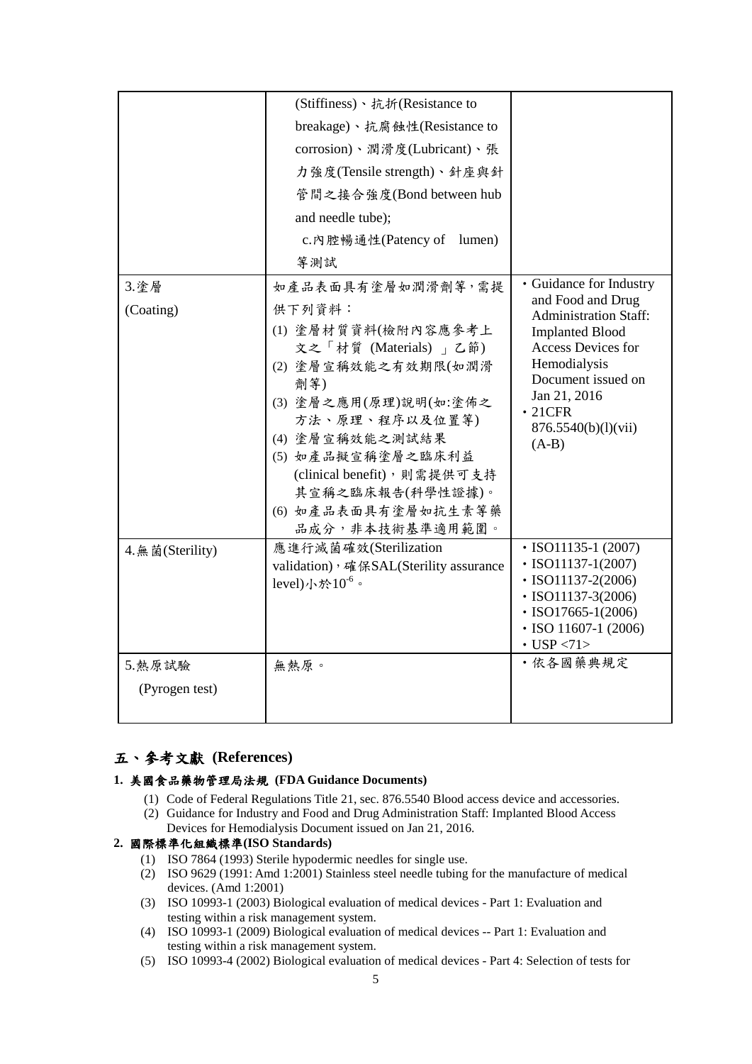|  |  |  |
|---|---|---|
|  | (Stiffiness)、抗折(Resistance to breakage)、抗腐蝕性(Resistance to corrosion)、潤滑度(Lubricant)、張力強度(Tensile strength)、針座與針管間之接合強度(Bond between hub and needle tube);<br>c.內腔暢通性(Patency of lumen)等測試 |  |
| 3.塗層<br>(Coating) | 如產品表面具有塗層如潤滑劑等，需提供下列資料：<br>(1) 塗層材質資料(檢附內容應參考上文之「材質 (Materials) 」乙節)<br>(2) 塗層宣稱效能之有效期限(如潤滑劑等)<br>(3) 塗層之應用(原理)說明(如:塗佈之方法、原理、程序以及位置等)<br>(4) 塗層宣稱效能之測試結果<br>(5) 如產品擬宣稱塗層之臨床利益(clinical benefit)，則需提供可支持其宣稱之臨床報告(科學性證據)。<br>(6) 如產品表面具有塗層如抗生素等藥品成分，非本技術基準適用範圍。 | • Guidance for Industry and Food and Drug Administration Staff: Implanted Blood Access Devices for Hemodialysis Document issued on Jan 21, 2016<br>• 21CFR 876.5540(b)(l)(vii)(A-B) |
| 4.無菌(Sterility) | 應進行滅菌確效(Sterilization validation)，確保SAL(Sterility assurance level)小於$10^{-6}$。 | • ISO11135-1 (2007)<br>• ISO11137-1(2007)<br>• ISO11137-2(2006)<br>• ISO11137-3(2006)<br>• ISO17665-1(2006)<br>• ISO 11607-1 (2006)<br>• USP <71> |
| 5.熱原試驗<br>(Pyrogen test) | 無熱原。 | • 依各國藥典規定 |

## 五、參考文獻 (References)

### 1. 美國食品藥物管理局法規 (FDA Guidance Documents)

(1) Code of Federal Regulations Title 21, sec. 876.5540 Blood access device and accessories.
(2) Guidance for Industry and Food and Drug Administration Staff: Implanted Blood Access Devices for Hemodialysis Document issued on Jan 21, 2016.

### 2. 國際標準化組織標準(ISO Standards)

(1) ISO 7864 (1993) Sterile hypodermic needles for single use.
(2) ISO 9629 (1991: Amd 1:2001) Stainless steel needle tubing for the manufacture of medical devices. (Amd 1:2001)
(3) ISO 10993-1 (2003) Biological evaluation of medical devices - Part 1: Evaluation and testing within a risk management system.
(4) ISO 10993-1 (2009) Biological evaluation of medical devices -- Part 1: Evaluation and testing within a risk management system.
(5) ISO 10993-4 (2002) Biological evaluation of medical devices - Part 4: Selection of tests for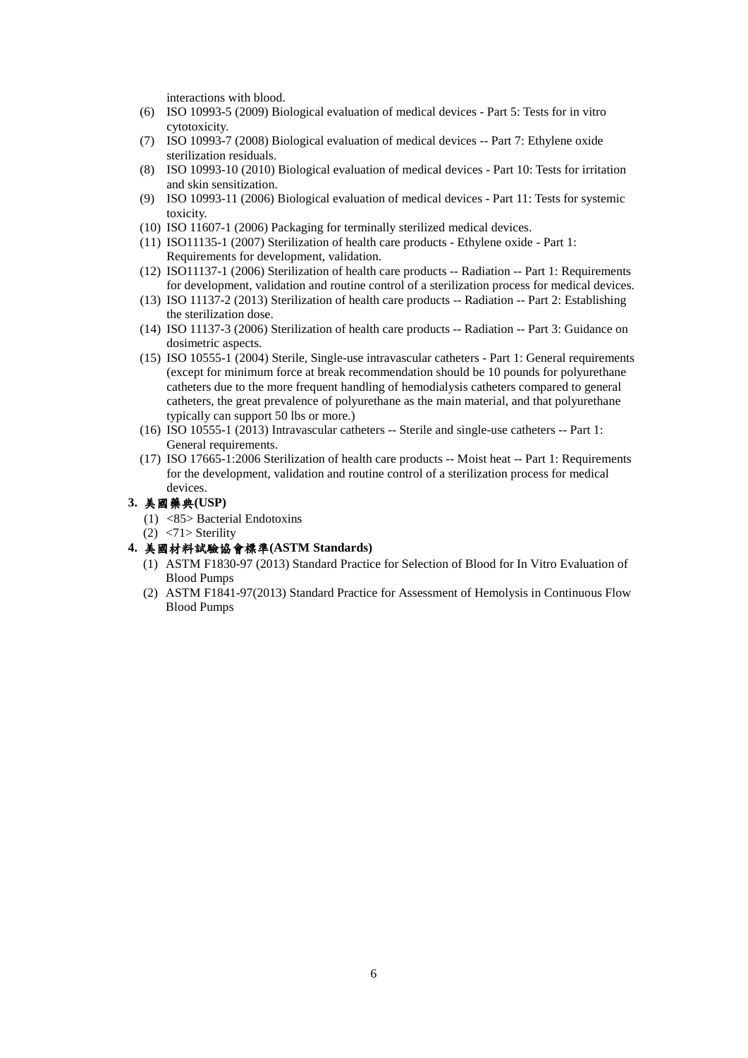interactions with blood.

(6) ISO 10993-5 (2009) Biological evaluation of medical devices - Part 5: Tests for in vitro cytotoxicity.
(7) ISO 10993-7 (2008) Biological evaluation of medical devices -- Part 7: Ethylene oxide sterilization residuals.
(8) ISO 10993-10 (2010) Biological evaluation of medical devices - Part 10: Tests for irritation and skin sensitization.
(9) ISO 10993-11 (2006) Biological evaluation of medical devices - Part 11: Tests for systemic toxicity.
(10) ISO 11607-1 (2006) Packaging for terminally sterilized medical devices.
(11) ISO11135-1 (2007) Sterilization of health care products - Ethylene oxide - Part 1: Requirements for development, validation.
(12) ISO11137-1 (2006) Sterilization of health care products -- Radiation -- Part 1: Requirements for development, validation and routine control of a sterilization process for medical devices.
(13) ISO 11137-2 (2013) Sterilization of health care products -- Radiation -- Part 2: Establishing the sterilization dose.
(14) ISO 11137-3 (2006) Sterilization of health care products -- Radiation -- Part 3: Guidance on dosimetric aspects.
(15) ISO 10555-1 (2004) Sterile, Single-use intravascular catheters - Part 1: General requirements (except for minimum force at break recommendation should be 10 pounds for polyurethane catheters due to the more frequent handling of hemodialysis catheters compared to general catheters, the great prevalence of polyurethane as the main material, and that polyurethane typically can support 50 lbs or more.)
(16) ISO 10555-1 (2013) Intravascular catheters -- Sterile and single-use catheters -- Part 1: General requirements.
(17) ISO 17665-1:2006 Sterilization of health care products -- Moist heat -- Part 1: Requirements for the development, validation and routine control of a sterilization process for medical devices.

**3. 美國藥典(USP)**

(1) <85> Bacterial Endotoxins
(2) <71> Sterility

**4. 美國材料試驗協會標準(ASTM Standards)**

(1) ASTM F1830-97 (2013) Standard Practice for Selection of Blood for In Vitro Evaluation of Blood Pumps
(2) ASTM F1841-97(2013) Standard Practice for Assessment of Hemolysis in Continuous Flow Blood Pumps